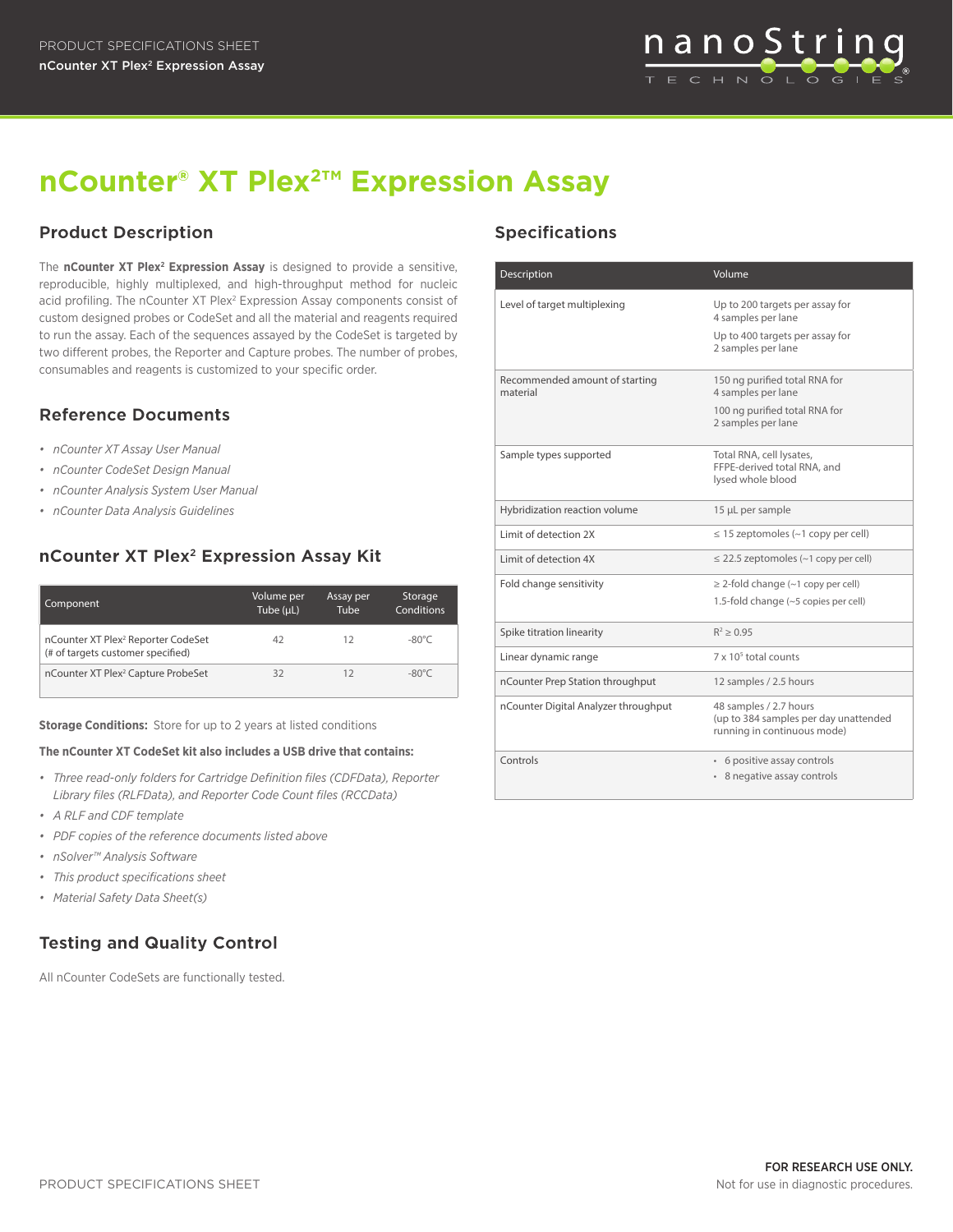# nCounter® XT Plex²™ Expression Assay

## Product Description

The **nCounter XT Plex² Expression Assay** is designed to provide a sensitive, reproducible, highly multiplexed, and high-throughput method for nucleic acid profiling. The nCounter XT Plex² Expression Assay components consist of custom designed probes or CodeSet and all the material and reagents required to run the assay. Each of the sequences assayed by the CodeSet is targeted by two different probes, the Reporter and Capture probes. The number of probes, consumables and reagents is customized to your specific order.

## Reference Documents

- *nCounter XT Assay User Manual*
- *nCounter CodeSet Design Manual*
- *nCounter Analysis System User Manual*
- *nCounter Data Analysis Guidelines*

## nCounter XT Plex² Expression Assay Kit

| Component | Volume per Tube (µL) | Assay per Tube | Storage Conditions |
|---|---|---|---|
| nCounter XT Plex² Reporter CodeSet (# of targets customer specified) | 42 | 12 | -80°C |
| nCounter XT Plex² Capture ProbeSet | 32 | 12 | -80°C |

**Storage Conditions:** Store for up to 2 years at listed conditions

**The nCounter XT CodeSet kit also includes a USB drive that contains:**

- *Three read-only folders for Cartridge Definition files (CDFData), Reporter Library files (RLFData), and Reporter Code Count files (RCCData)*
- *A RLF and CDF template*
- *PDF copies of the reference documents listed above*
- *nSolver™ Analysis Software*
- *This product specifications sheet*
- *Material Safety Data Sheet(s)*

## Testing and Quality Control

All nCounter CodeSets are functionally tested.

## Specifications

| Description | Volume |
|---|---|
| Level of target multiplexing | Up to 200 targets per assay for 4 samples per lane<br>Up to 400 targets per assay for 2 samples per lane |
| Recommended amount of starting material | 150 ng purified total RNA for 4 samples per lane<br>100 ng purified total RNA for 2 samples per lane |
| Sample types supported | Total RNA, cell lysates, FFPE-derived total RNA, and lysed whole blood |
| Hybridization reaction volume | 15 µL per sample |
| Limit of detection 2X | ≤ 15 zeptomoles (~1 copy per cell) |
| Limit of detection 4X | ≤ 22.5 zeptomoles (~1 copy per cell) |
| Fold change sensitivity | ≥ 2-fold change (~1 copy per cell)<br>1.5-fold change (~5 copies per cell) |
| Spike titration linearity | $R^2 \geq 0.95$ |
| Linear dynamic range | $7 \times 10^5$ total counts |
| nCounter Prep Station throughput | 12 samples / 2.5 hours |
| nCounter Digital Analyzer throughput | 48 samples / 2.7 hours (up to 384 samples per day unattended running in continuous mode) |
| Controls | • 6 positive assay controls<br>• 8 negative assay controls |

**FOR RESEARCH USE ONLY.**
Not for use in diagnostic procedures.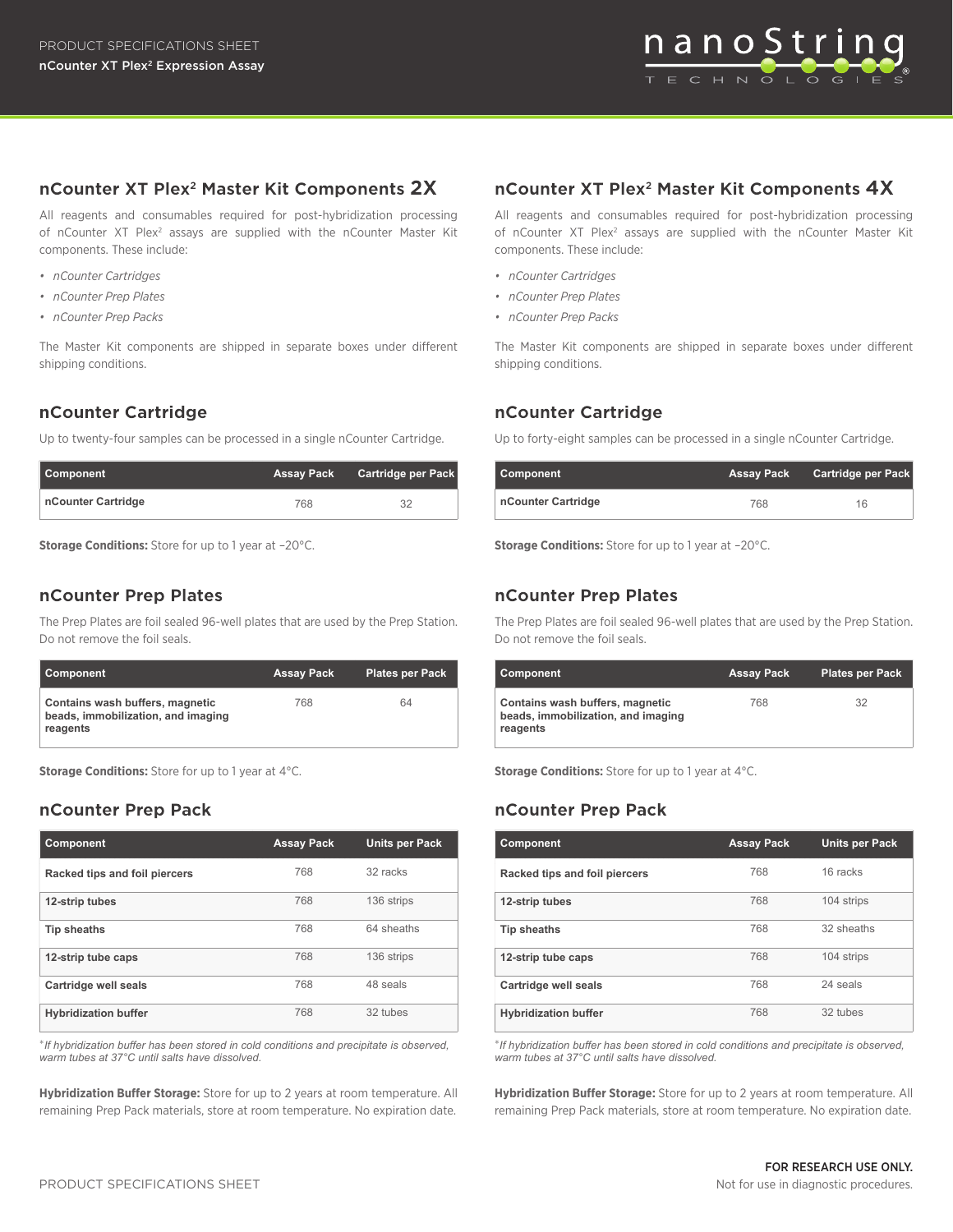## nCounter XT Plex² Master Kit Components 2X

All reagents and consumables required for post-hybridization processing of nCounter XT Plex² assays are supplied with the nCounter Master Kit components. These include:

- *nCounter Cartridges*
- *nCounter Prep Plates*
- *nCounter Prep Packs*

The Master Kit components are shipped in separate boxes under different shipping conditions.

### nCounter Cartridge

Up to twenty-four samples can be processed in a single nCounter Cartridge.

| Component | Assay Pack | Cartridge per Pack |
|---|---|---|
| **nCounter Cartridge** | 768 | 32 |

**Storage Conditions:** Store for up to 1 year at –20°C.

### nCounter Prep Plates

The Prep Plates are foil sealed 96-well plates that are used by the Prep Station. Do not remove the foil seals.

| Component | Assay Pack | Plates per Pack |
|---|---|---|
| **Contains wash buffers, magnetic beads, immobilization, and imaging reagents** | 768 | 64 |

**Storage Conditions:** Store for up to 1 year at 4°C.

### nCounter Prep Pack

| Component | Assay Pack | Units per Pack |
|---|---|---|
| **Racked tips and foil piercers** | 768 | 32 racks |
| **12-strip tubes** | 768 | 136 strips |
| **Tip sheaths** | 768 | 64 sheaths |
| **12-strip tube caps** | 768 | 136 strips |
| **Cartridge well seals** | 768 | 48 seals |
| **Hybridization buffer** | 768 | 32 tubes |

*If hybridization buffer has been stored in cold conditions and precipitate is observed, warm tubes at 37°C until salts have dissolved.*

**Hybridization Buffer Storage:** Store for up to 2 years at room temperature. All remaining Prep Pack materials, store at room temperature. No expiration date.

## nCounter XT Plex² Master Kit Components 4X

All reagents and consumables required for post-hybridization processing of nCounter XT Plex² assays are supplied with the nCounter Master Kit components. These include:

- *nCounter Cartridges*
- *nCounter Prep Plates*
- *nCounter Prep Packs*

The Master Kit components are shipped in separate boxes under different shipping conditions.

### nCounter Cartridge

Up to forty-eight samples can be processed in a single nCounter Cartridge.

| Component | Assay Pack | Cartridge per Pack |
|---|---|---|
| **nCounter Cartridge** | 768 | 16 |

**Storage Conditions:** Store for up to 1 year at –20°C.

### nCounter Prep Plates

The Prep Plates are foil sealed 96-well plates that are used by the Prep Station. Do not remove the foil seals.

| Component | Assay Pack | Plates per Pack |
|---|---|---|
| **Contains wash buffers, magnetic beads, immobilization, and imaging reagents** | 768 | 32 |

**Storage Conditions:** Store for up to 1 year at 4°C.

### nCounter Prep Pack

| Component | Assay Pack | Units per Pack |
|---|---|---|
| **Racked tips and foil piercers** | 768 | 16 racks |
| **12-strip tubes** | 768 | 104 strips |
| **Tip sheaths** | 768 | 32 sheaths |
| **12-strip tube caps** | 768 | 104 strips |
| **Cartridge well seals** | 768 | 24 seals |
| **Hybridization buffer** | 768 | 32 tubes |

*If hybridization buffer has been stored in cold conditions and precipitate is observed, warm tubes at 37°C until salts have dissolved.*

**Hybridization Buffer Storage:** Store for up to 2 years at room temperature. All remaining Prep Pack materials, store at room temperature. No expiration date.

FOR RESEARCH USE ONLY.
Not for use in diagnostic procedures.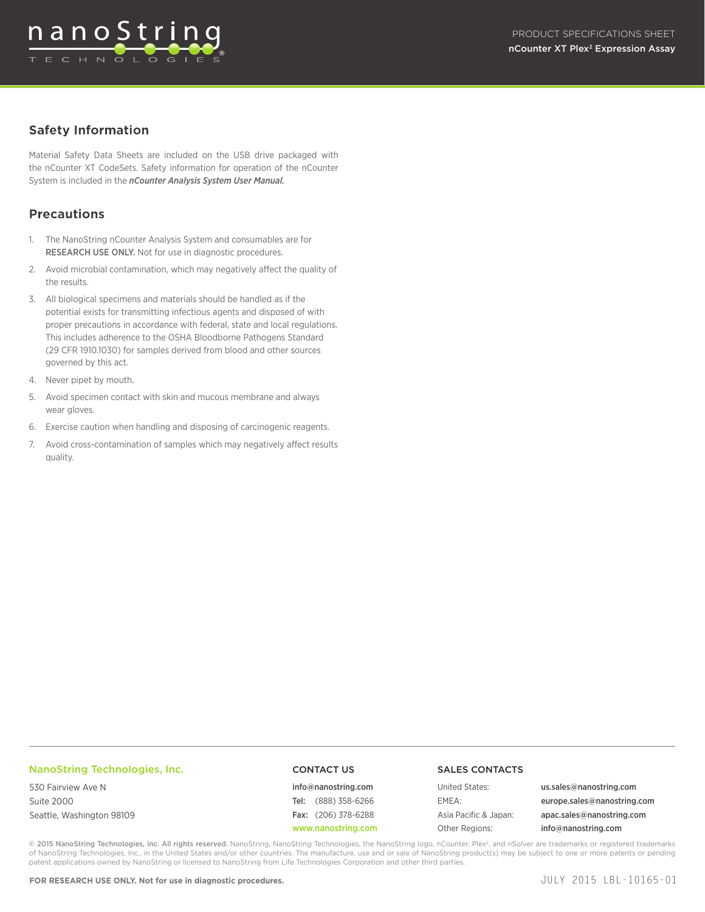## Safety Information

Material Safety Data Sheets are included on the USB drive packaged with the nCounter XT CodeSets. Safety information for operation of the nCounter System is included in the ***nCounter Analysis System User Manual.***

## Precautions

1. The NanoString nCounter Analysis System and consumables are for **RESEARCH USE ONLY.** Not for use in diagnostic procedures.
2. Avoid microbial contamination, which may negatively affect the quality of the results.
3. All biological specimens and materials should be handled as if the potential exists for transmitting infectious agents and disposed of with proper precautions in accordance with federal, state and local regulations. This includes adherence to the OSHA Bloodborne Pathogens Standard (29 CFR 1910.1030) for samples derived from blood and other sources governed by this act.
4. Never pipet by mouth.
5. Avoid specimen contact with skin and mucous membrane and always wear gloves.
6. Exercise caution when handling and disposing of carcinogenic reagents.
7. Avoid cross-contamination of samples which may negatively affect results quality.

---

**NanoString Technologies, Inc.**

530 Fairview Ave N
Suite 2000
Seattle, Washington 98109

**CONTACT US**

info@nanostring.com
**Tel:** (888) 358-6266
**Fax:** (206) 378-6288
www.nanostring.com

**SALES CONTACTS**

| | |
|---|---|
| United States: | us.sales@nanostring.com |
| EMEA: | europe.sales@nanostring.com |
| Asia Pacific & Japan: | apac.sales@nanostring.com |
| Other Regions: | info@nanostring.com |

© **2015 NanoString Technologies, Inc. All rights reserved.** NanoString, NanoString Technologies, the NanoString logo, nCounter, Plex$^2$, and nSolver are trademarks or registered trademarks of NanoString Technologies, Inc., in the United States and/or other countries. The manufacture, use and or sale of NanoString product(s) may be subject to one or more patents or pending patent applications owned by NanoString or licensed to NanoString from Life Technologies Corporation and other third parties.

**FOR RESEARCH USE ONLY. Not for use in diagnostic procedures.**

JULY 2015 LBL-10165-01